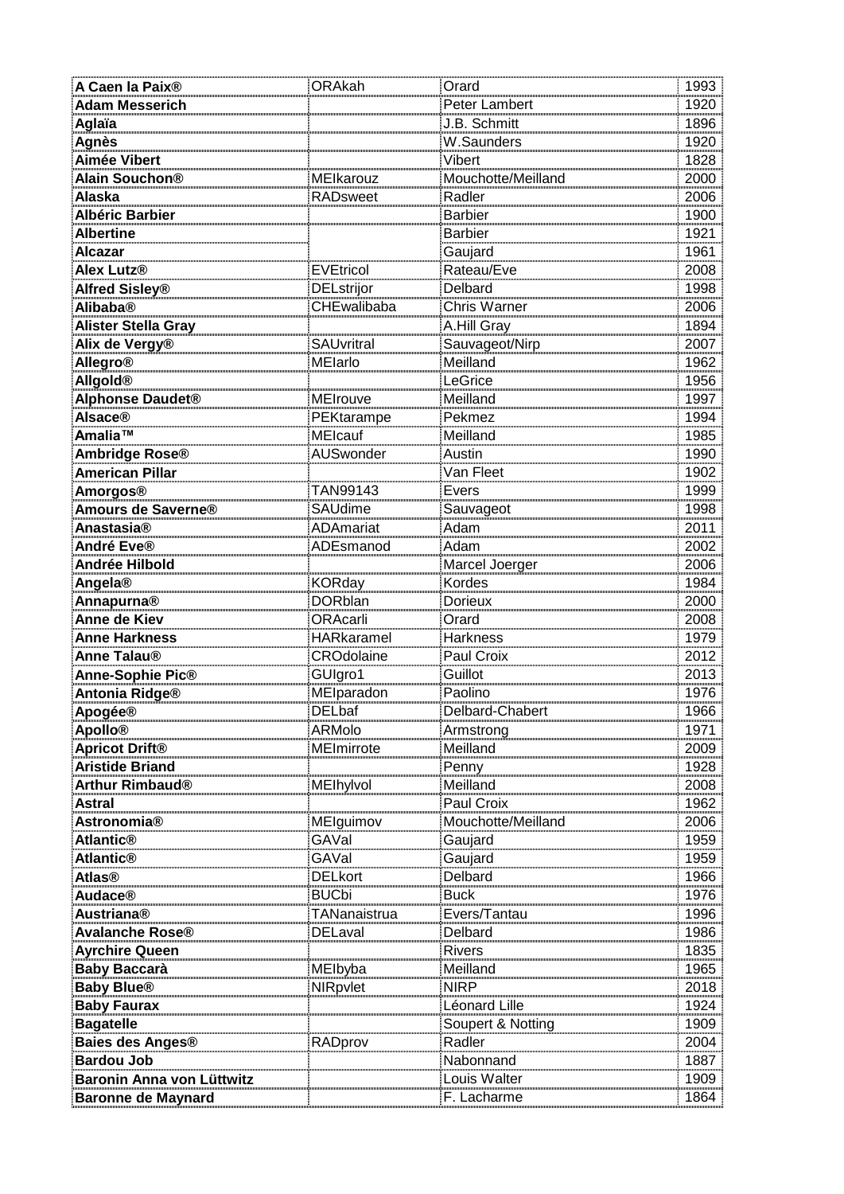| | | | |
|---|---|---|---|
| **A Caen la Paix®** | ORAkah | Orard | 1993 |
| **Adam Messerich** | | Peter Lambert | 1920 |
| **Aglaïa** | | J.B. Schmitt | 1896 |
| **Agnès** | | W.Saunders | 1920 |
| **Aimée Vibert** | | Vibert | 1828 |
| **Alain Souchon®** | MEIkarouz | Mouchotte/Meilland | 2000 |
| **Alaska** | RADsweet | Radler | 2006 |
| **Albéric Barbier** | | Barbier | 1900 |
| **Albertine** | | Barbier | 1921 |
| **Alcazar** | | Gaujard | 1961 |
| **Alex Lutz®** | EVEtricol | Rateau/Eve | 2008 |
| **Alfred Sisley®** | DELstrijor | Delbard | 1998 |
| **Alibaba®** | CHEwalibaba | Chris Warner | 2006 |
| **Alister Stella Gray** | | A.Hill Gray | 1894 |
| **Alix de Vergy®** | SAUvritral | Sauvageot/Nirp | 2007 |
| **Allegro®** | MEIarlo | Meilland | 1962 |
| **Allgold®** | | LeGrice | 1956 |
| **Alphonse Daudet®** | MEIrouve | Meilland | 1997 |
| **Alsace®** | PEKtarampe | Pekmez | 1994 |
| **Amalia™** | MEIcauf | Meilland | 1985 |
| **Ambridge Rose®** | AUSwonder | Austin | 1990 |
| **American Pillar** | | Van Fleet | 1902 |
| **Amorgos®** | TAN99143 | Evers | 1999 |
| **Amours de Saverne®** | SAUdime | Sauvageot | 1998 |
| **Anastasia®** | ADAmariat | Adam | 2011 |
| **André Eve®** | ADEsmanod | Adam | 2002 |
| **Andrée Hilbold** | | Marcel Joerger | 2006 |
| **Angela®** | KORday | Kordes | 1984 |
| **Annapurna®** | DORblan | Dorieux | 2000 |
| **Anne de Kiev** | ORAcarli | Orard | 2008 |
| **Anne Harkness** | HARkaramel | Harkness | 1979 |
| **Anne Talau®** | CROdolaine | Paul Croix | 2012 |
| **Anne-Sophie Pic®** | GUIgro1 | Guillot | 2013 |
| **Antonia Ridge®** | MEIparadon | Paolino | 1976 |
| **Apogée®** | DELbaf | Delbard-Chabert | 1966 |
| **Apollo®** | ARMolo | Armstrong | 1971 |
| **Apricot Drift®** | MEImirrote | Meilland | 2009 |
| **Aristide Briand** | | Penny | 1928 |
| **Arthur Rimbaud®** | MEIhylvol | Meilland | 2008 |
| **Astral** | | Paul Croix | 1962 |
| **Astronomia®** | MEIguimov | Mouchotte/Meilland | 2006 |
| **Atlantic®** | GAVal | Gaujard | 1959 |
| **Atlantic®** | GAVal | Gaujard | 1959 |
| **Atlas®** | DELkort | Delbard | 1966 |
| **Audace®** | BUCbi | Buck | 1976 |
| **Austriana®** | TANanaistrua | Evers/Tantau | 1996 |
| **Avalanche Rose®** | DELaval | Delbard | 1986 |
| **Ayrchire Queen** | | Rivers | 1835 |
| **Baby Baccarà** | MEIbyba | Meilland | 1965 |
| **Baby Blue®** | NIRpvlet | NIRP | 2018 |
| **Baby Faurax** | | Léonard Lille | 1924 |
| **Bagatelle** | | Soupert & Notting | 1909 |
| **Baies des Anges®** | RADprov | Radler | 2004 |
| **Bardou Job** | | Nabonnand | 1887 |
| **Baronin Anna von Lüttwitz** | | Louis Walter | 1909 |
| **Baronne de Maynard** | | F. Lacharme | 1864 |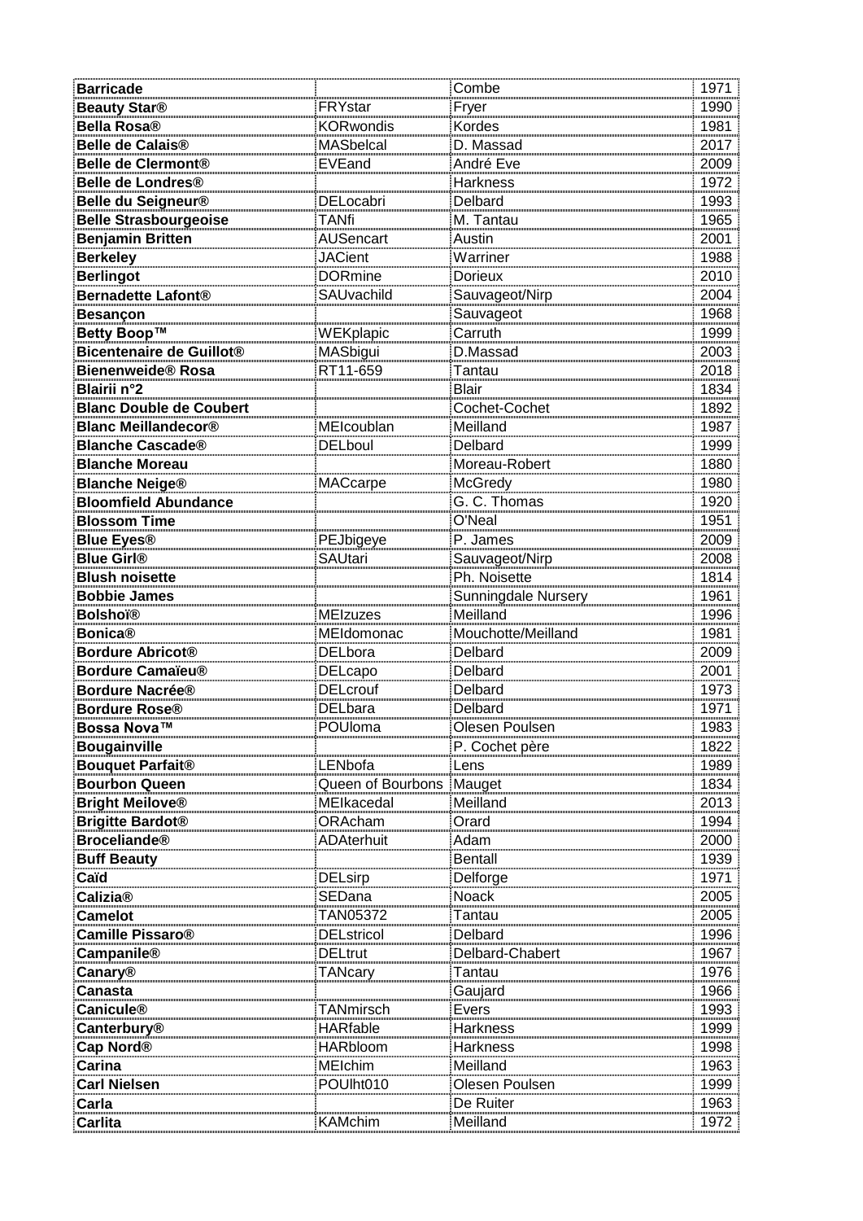| **Barricade** | | Combe | 1971 |
|---|---|---|---|
| **Beauty Star®** | FRYstar | Fryer | 1990 |
| **Bella Rosa®** | KORwondis | Kordes | 1981 |
| **Belle de Calais®** | MASbelcal | D. Massad | 2017 |
| **Belle de Clermont®** | EVEand | André Eve | 2009 |
| **Belle de Londres®** | | Harkness | 1972 |
| **Belle du Seigneur®** | DELocabri | Delbard | 1993 |
| **Belle Strasbourgeoise** | TANfi | M. Tantau | 1965 |
| **Benjamin Britten** | AUSencart | Austin | 2001 |
| **Berkeley** | JACient | Warriner | 1988 |
| **Berlingot** | DORmine | Dorieux | 2010 |
| **Bernadette Lafont®** | SAUvachild | Sauvageot/Nirp | 2004 |
| **Besançon** | | Sauvageot | 1968 |
| **Betty Boop™** | WEKplapic | Carruth | 1999 |
| **Bicentenaire de Guillot®** | MASbigui | D.Massad | 2003 |
| **Bienenweide® Rosa** | RT11-659 | Tantau | 2018 |
| **Blairii n°2** | | Blair | 1834 |
| **Blanc Double de Coubert** | | Cochet-Cochet | 1892 |
| **Blanc Meillandecor®** | MEIcoublan | Meilland | 1987 |
| **Blanche Cascade®** | DELboul | Delbard | 1999 |
| **Blanche Moreau** | | Moreau-Robert | 1880 |
| **Blanche Neige®** | MACcarpe | McGredy | 1980 |
| **Bloomfield Abundance** | | G. C. Thomas | 1920 |
| **Blossom Time** | | O'Neal | 1951 |
| **Blue Eyes®** | PEJbigeye | P. James | 2009 |
| **Blue Girl®** | SAUtari | Sauvageot/Nirp | 2008 |
| **Blush noisette** | | Ph. Noisette | 1814 |
| **Bobbie James** | | Sunningdale Nursery | 1961 |
| **Bolshoï®** | MEIzuzes | Meilland | 1996 |
| **Bonica®** | MEIdomonac | Mouchotte/Meilland | 1981 |
| **Bordure Abricot®** | DELbora | Delbard | 2009 |
| **Bordure Camaïeu®** | DELcapo | Delbard | 2001 |
| **Bordure Nacrée®** | DELcrouf | Delbard | 1973 |
| **Bordure Rose®** | DELbara | Delbard | 1971 |
| **Bossa Nova™** | POUloma | Olesen Poulsen | 1983 |
| **Bougainville** | | P. Cochet père | 1822 |
| **Bouquet Parfait®** | LENbofa | Lens | 1989 |
| **Bourbon Queen** | Queen of Bourbons | Mauget | 1834 |
| **Bright Meilove®** | MEIkacedal | Meilland | 2013 |
| **Brigitte Bardot®** | ORAcham | Orard | 1994 |
| **Broceliande®** | ADAterhuit | Adam | 2000 |
| **Buff Beauty** | | Bentall | 1939 |
| **Caïd** | DELsirp | Delforge | 1971 |
| **Calizia®** | SEDana | Noack | 2005 |
| **Camelot** | TAN05372 | Tantau | 2005 |
| **Camille Pissaro®** | DELstricol | Delbard | 1996 |
| **Campanile®** | DELtrut | Delbard-Chabert | 1967 |
| **Canary®** | TANcary | Tantau | 1976 |
| **Canasta** | | Gaujard | 1966 |
| **Canicule®** | TANmirsch | Evers | 1993 |
| **Canterbury®** | HARfable | Harkness | 1999 |
| **Cap Nord®** | HARbloom | Harkness | 1998 |
| **Carina** | MEIchim | Meilland | 1963 |
| **Carl Nielsen** | POUlht010 | Olesen Poulsen | 1999 |
| **Carla** | | De Ruiter | 1963 |
| **Carlita** | KAMchim | Meilland | 1972 |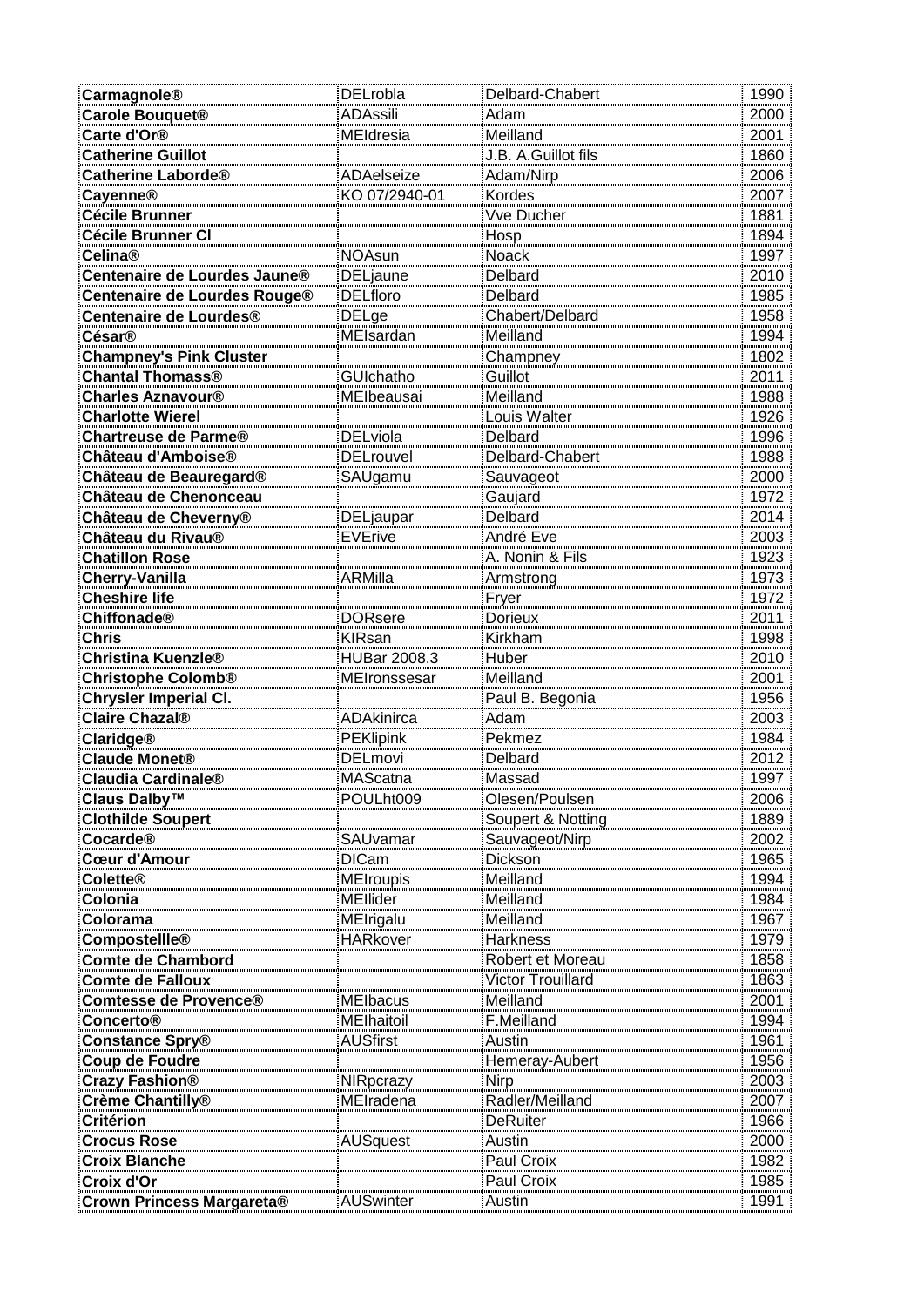| Carmagnole® | DELrobla | Delbard-Chabert | 1990 |
|---|---|---|---|
| Carole Bouquet® | ADAssili | Adam | 2000 |
| Carte d'Or® | MEIdresia | Meilland | 2001 |
| Catherine Guillot | | J.B. A.Guillot fils | 1860 |
| Catherine Laborde® | ADAelseize | Adam/Nirp | 2006 |
| Cayenne® | KO 07/2940-01 | Kordes | 2007 |
| Cécile Brunner | | Vve Ducher | 1881 |
| Cécile Brunner Cl | | Hosp | 1894 |
| Celina® | NOAsun | Noack | 1997 |
| Centenaire de Lourdes Jaune® | DELjaune | Delbard | 2010 |
| Centenaire de Lourdes Rouge® | DELfloro | Delbard | 1985 |
| Centenaire de Lourdes® | DELge | Chabert/Delbard | 1958 |
| César® | MEIsardan | Meilland | 1994 |
| Champney's Pink Cluster | | Champney | 1802 |
| Chantal Thomass® | GUIchatho | Guillot | 2011 |
| Charles Aznavour® | MEIbeausai | Meilland | 1988 |
| Charlotte Wierel | | Louis Walter | 1926 |
| Chartreuse de Parme® | DELviola | Delbard | 1996 |
| Château d'Amboise® | DELrouvel | Delbard-Chabert | 1988 |
| Château de Beauregard® | SAUgamu | Sauvageot | 2000 |
| Château de Chenonceau | | Gaujard | 1972 |
| Château de Cheverny® | DELjaupar | Delbard | 2014 |
| Château du Rivau® | EVErive | André Eve | 2003 |
| Chatillon Rose | | A. Nonin & Fils | 1923 |
| Cherry-Vanilla | ARMilla | Armstrong | 1973 |
| Cheshire life | | Fryer | 1972 |
| Chiffonade® | DORsere | Dorieux | 2011 |
| Chris | KIRsan | Kirkham | 1998 |
| Christina Kuenzle® | HUBar 2008.3 | Huber | 2010 |
| Christophe Colomb® | MEIronssesar | Meilland | 2001 |
| Chrysler Imperial Cl. | | Paul B. Begonia | 1956 |
| Claire Chazal® | ADAkinirca | Adam | 2003 |
| Claridge® | PEKlipink | Pekmez | 1984 |
| Claude Monet® | DELmovi | Delbard | 2012 |
| Claudia Cardinale® | MAScatna | Massad | 1997 |
| Claus Dalby™ | POULht009 | Olesen/Poulsen | 2006 |
| Clothilde Soupert | | Soupert & Notting | 1889 |
| Cocarde® | SAUvamar | Sauvageot/Nirp | 2002 |
| Cœur d'Amour | DICam | Dickson | 1965 |
| Colette® | MEIroupis | Meilland | 1994 |
| Colonia | MEIlider | Meilland | 1984 |
| Colorama | MEIrigalu | Meilland | 1967 |
| Compostellle® | HARkover | Harkness | 1979 |
| Comte de Chambord | | Robert et Moreau | 1858 |
| Comte de Falloux | | Victor Trouillard | 1863 |
| Comtesse de Provence® | MEIbacus | Meilland | 2001 |
| Concerto® | MEIhaitoil | F.Meilland | 1994 |
| Constance Spry® | AUSfirst | Austin | 1961 |
| Coup de Foudre | | Hemeray-Aubert | 1956 |
| Crazy Fashion® | NIRpcrazy | Nirp | 2003 |
| Crème Chantilly® | MEIradena | Radler/Meilland | 2007 |
| Critérion | | DeRuiter | 1966 |
| Crocus Rose | AUSquest | Austin | 2000 |
| Croix Blanche | | Paul Croix | 1982 |
| Croix d'Or | | Paul Croix | 1985 |
| Crown Princess Margareta® | AUSwinter | Austin | 1991 |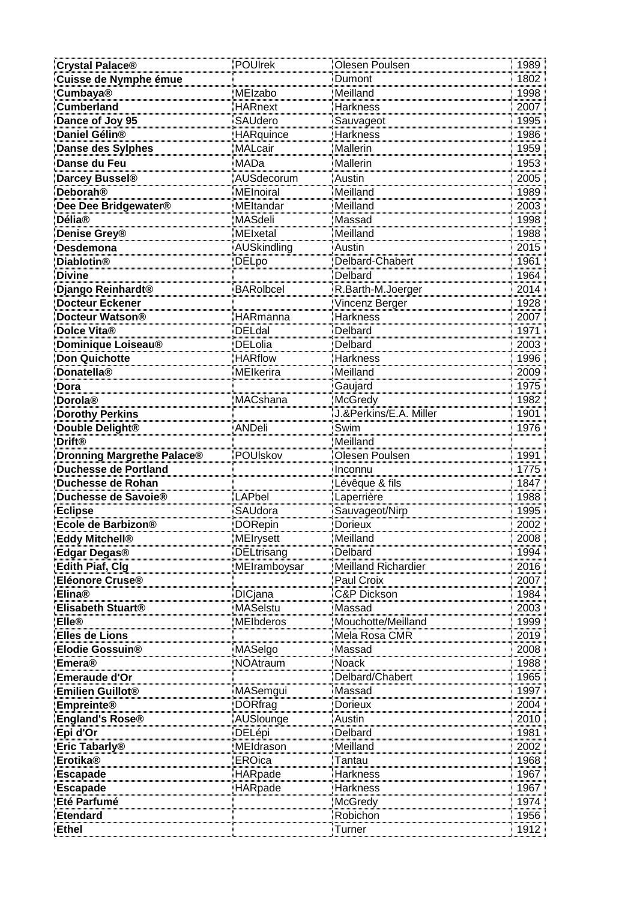| | | | |
|---|---|---|---|
| **Crystal Palace®** | POUlrek | Olesen Poulsen | 1989 |
| **Cuisse de Nymphe émue** | | Dumont | 1802 |
| **Cumbaya®** | MEIzabo | Meilland | 1998 |
| **Cumberland** | HARnext | Harkness | 2007 |
| **Dance of Joy 95** | SAUdero | Sauvageot | 1995 |
| **Daniel Gélin®** | HARquince | Harkness | 1986 |
| **Danse des Sylphes** | MALcair | Mallerin | 1959 |
| **Danse du Feu** | MADa | Mallerin | 1953 |
| **Darcey Bussel®** | AUSdecorum | Austin | 2005 |
| **Deborah®** | MEInoiral | Meilland | 1989 |
| **Dee Dee Bridgewater®** | MEItandar | Meilland | 2003 |
| **Délia®** | MASdeli | Massad | 1998 |
| **Denise Grey®** | MEIxetal | Meilland | 1988 |
| **Desdemona** | AUSkindling | Austin | 2015 |
| **Diablotin®** | DELpo | Delbard-Chabert | 1961 |
| **Divine** | | Delbard | 1964 |
| **Django Reinhardt®** | BARolbcel | R.Barth-M.Joerger | 2014 |
| **Docteur Eckener** | | Vincenz Berger | 1928 |
| **Docteur Watson®** | HARmanna | Harkness | 2007 |
| **Dolce Vita®** | DELdal | Delbard | 1971 |
| **Dominique Loiseau®** | DELolia | Delbard | 2003 |
| **Don Quichotte** | HARflow | Harkness | 1996 |
| **Donatella®** | MEIkerira | Meilland | 2009 |
| **Dora** | | Gaujard | 1975 |
| **Dorola®** | MACshana | McGredy | 1982 |
| **Dorothy Perkins** | | J.&Perkins/E.A. Miller | 1901 |
| **Double Delight®** | ANDeli | Swim | 1976 |
| **Drift®** | | Meilland | |
| **Dronning Margrethe Palace®** | POUlskov | Olesen Poulsen | 1991 |
| **Duchesse de Portland** | | Inconnu | 1775 |
| **Duchesse de Rohan** | | Lévêque & fils | 1847 |
| **Duchesse de Savoie®** | LAPbel | Laperrière | 1988 |
| **Eclipse** | SAUdora | Sauvageot/Nirp | 1995 |
| **Ecole de Barbizon®** | DORepin | Dorieux | 2002 |
| **Eddy Mitchell®** | MEIrysett | Meilland | 2008 |
| **Edgar Degas®** | DELtrisang | Delbard | 1994 |
| **Edith Piaf, Clg** | MEIramboysar | Meilland Richardier | 2016 |
| **Eléonore Cruse®** | | Paul Croix | 2007 |
| **Elina®** | DICjana | C&P Dickson | 1984 |
| **Elisabeth Stuart®** | MASelstu | Massad | 2003 |
| **Elle®** | MEIbderos | Mouchotte/Meilland | 1999 |
| **Elles de Lions** | | Mela Rosa CMR | 2019 |
| **Elodie Gossuin®** | MASelgo | Massad | 2008 |
| **Emera®** | NOAtraum | Noack | 1988 |
| **Emeraude d'Or** | | Delbard/Chabert | 1965 |
| **Emilien Guillot®** | MASemgui | Massad | 1997 |
| **Empreinte®** | DORfrag | Dorieux | 2004 |
| **England's Rose®** | AUSlounge | Austin | 2010 |
| **Epi d'Or** | DELépi | Delbard | 1981 |
| **Eric Tabarly®** | MEIdrason | Meilland | 2002 |
| **Erotika®** | EROica | Tantau | 1968 |
| **Escapade** | HARpade | Harkness | 1967 |
| **Escapade** | HARpade | Harkness | 1967 |
| **Eté Parfumé** | | McGredy | 1974 |
| **Etendard** | | Robichon | 1956 |
| **Ethel** | | Turner | 1912 |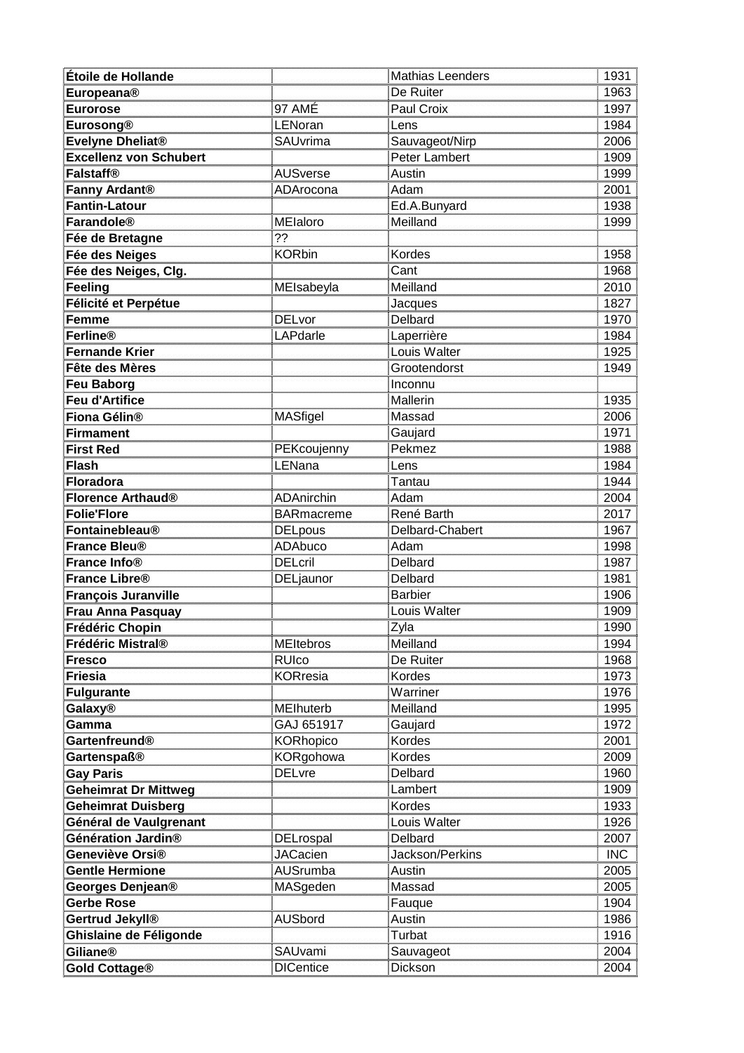| | | | |
|---|---|---|---|
| **Étoile de Hollande** | | Mathias Leenders | 1931 |
| **Europeana®** | | De Ruiter | 1963 |
| **Eurorose** | 97 AME | Paul Croix | 1997 |
| **Eurosong®** | LENoran | Lens | 1984 |
| **Evelyne Dheliat®** | SAUvrima | Sauvageot/Nirp | 2006 |
| **Excellenz von Schubert** | | Peter Lambert | 1909 |
| **Falstaff®** | AUSverse | Austin | 1999 |
| **Fanny Ardant®** | ADArocona | Adam | 2001 |
| **Fantin-Latour** | | Ed.A.Bunyard | 1938 |
| **Farandole®** | MEIaloro | Meilland | 1999 |
| **Fée de Bretagne** | ?? | | |
| **Fée des Neiges** | KORbin | Kordes | 1958 |
| **Fée des Neiges, Clg.** | | Cant | 1968 |
| **Feeling** | MEIsabeyla | Meilland | 2010 |
| **Félicité et Perpétue** | | Jacques | 1827 |
| **Femme** | DELvor | Delbard | 1970 |
| **Ferline®** | LAPdarle | Laperrière | 1984 |
| **Fernande Krier** | | Louis Walter | 1925 |
| **Fête des Mères** | | Grootendorst | 1949 |
| **Feu Baborg** | | Inconnu | |
| **Feu d'Artifice** | | Mallerin | 1935 |
| **Fiona Gélin®** | MASfigel | Massad | 2006 |
| **Firmament** | | Gaujard | 1971 |
| **First Red** | PEKcoujenny | Pekmez | 1988 |
| **Flash** | LENana | Lens | 1984 |
| **Floradora** | | Tantau | 1944 |
| **Florence Arthaud®** | ADAnirchin | Adam | 2004 |
| **Folie'Flore** | BARmacreme | René Barth | 2017 |
| **Fontainebleau®** | DELpous | Delbard-Chabert | 1967 |
| **France Bleu®** | ADAbuco | Adam | 1998 |
| **France Info®** | DELcril | Delbard | 1987 |
| **France Libre®** | DELjaunor | Delbard | 1981 |
| **François Juranville** | | Barbier | 1906 |
| **Frau Anna Pasquay** | | Louis Walter | 1909 |
| **Frédéric Chopin** | | Zyla | 1990 |
| **Frédéric Mistral®** | MEItebros | Meilland | 1994 |
| **Fresco** | RUIco | De Ruiter | 1968 |
| **Friesia** | KORresia | Kordes | 1973 |
| **Fulgurante** | | Warriner | 1976 |
| **Galaxy®** | MEIhuterb | Meilland | 1995 |
| **Gamma** | GAJ 651917 | Gaujard | 1972 |
| **Gartenfreund®** | KORhopico | Kordes | 2001 |
| **Gartenspaß®** | KORgohowa | Kordes | 2009 |
| **Gay Paris** | DELvre | Delbard | 1960 |
| **Geheimrat Dr Mittweg** | | Lambert | 1909 |
| **Geheimrat Duisberg** | | Kordes | 1933 |
| **Général de Vaulgrenant** | | Louis Walter | 1926 |
| **Génération Jardin®** | DELrospal | Delbard | 2007 |
| **Geneviève Orsi®** | JACacien | Jackson/Perkins | INC |
| **Gentle Hermione** | AUSrumba | Austin | 2005 |
| **Georges Denjean®** | MASgeden | Massad | 2005 |
| **Gerbe Rose** | | Fauque | 1904 |
| **Gertrud Jekyll®** | AUSbord | Austin | 1986 |
| **Ghislaine de Féligonde** | | Turbat | 1916 |
| **Giliane®** | SAUvami | Sauvageot | 2004 |
| **Gold Cottage®** | DICentice | Dickson | 2004 |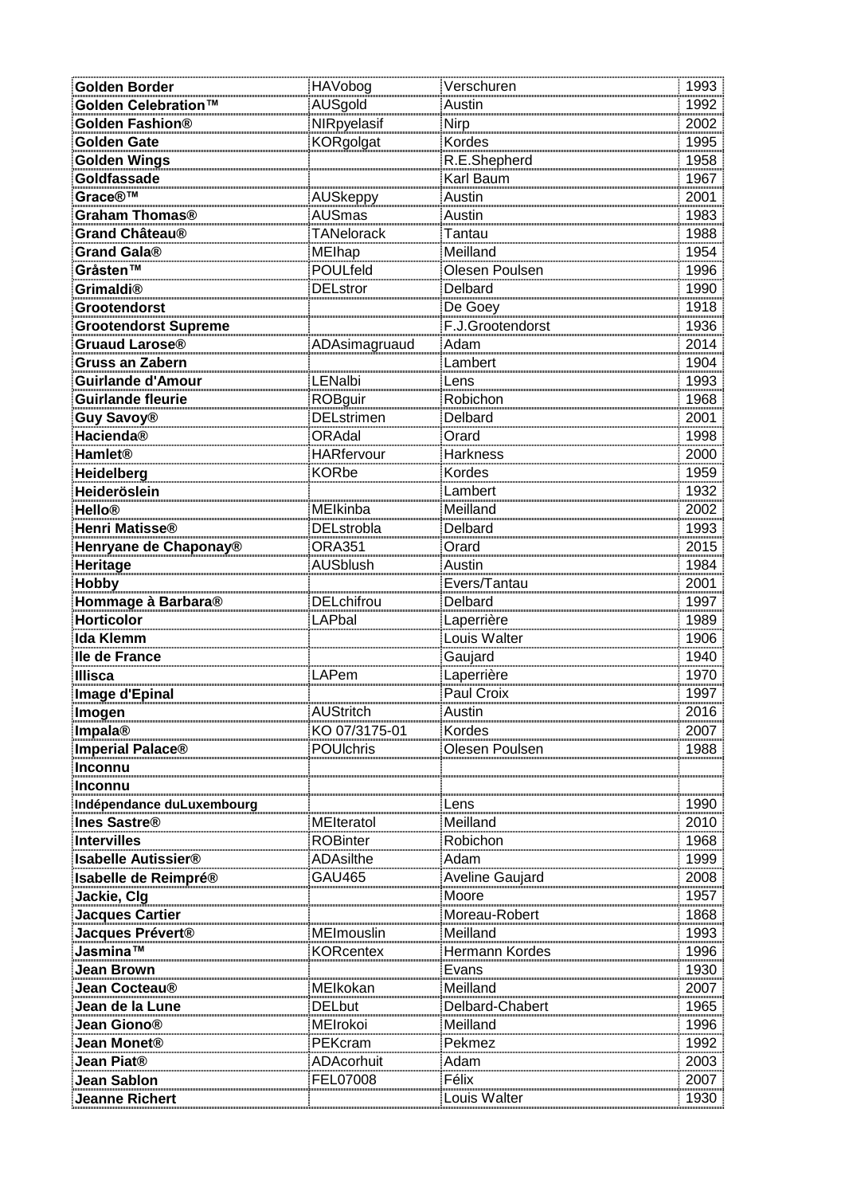| | | | |
|---|---|---|---|
| **Golden Border** | HAVobog | Verschuren | 1993 |
| **Golden Celebration™** | AUSgold | Austin | 1992 |
| **Golden Fashion®** | NIRpyelasif | Nirp | 2002 |
| **Golden Gate** | KORgolgat | Kordes | 1995 |
| **Golden Wings** | | R.E.Shepherd | 1958 |
| **Goldfassade** | | Karl Baum | 1967 |
| **Grace®™** | AUSkeppy | Austin | 2001 |
| **Graham Thomas®** | AUSmas | Austin | 1983 |
| **Grand Château®** | TANelorack | Tantau | 1988 |
| **Grand Gala®** | MEIhap | Meilland | 1954 |
| **Gråsten™** | POULfeld | Olesen Poulsen | 1996 |
| **Grimaldi®** | DELstror | Delbard | 1990 |
| **Grootendorst** | | De Goey | 1918 |
| **Grootendorst Supreme** | | F.J.Grootendorst | 1936 |
| **Gruaud Larose®** | ADAsimagruaud | Adam | 2014 |
| **Gruss an Zabern** | | Lambert | 1904 |
| **Guirlande d'Amour** | LENalbi | Lens | 1993 |
| **Guirlande fleurie** | ROBguir | Robichon | 1968 |
| **Guy Savoy®** | DELstrimen | Delbard | 2001 |
| **Hacienda®** | ORAdal | Orard | 1998 |
| **Hamlet®** | HARfervour | Harkness | 2000 |
| **Heidelberg** | KORbe | Kordes | 1959 |
| **Heideröslein** | | Lambert | 1932 |
| **Hello®** | MEIkinba | Meilland | 2002 |
| **Henri Matisse®** | DELstrobla | Delbard | 1993 |
| **Henryane de Chaponay®** | ORA351 | Orard | 2015 |
| **Heritage** | AUSblush | Austin | 1984 |
| **Hobby** | | Evers/Tantau | 2001 |
| **Hommage à Barbara®** | DELchifrou | Delbard | 1997 |
| **Horticolor** | LAPbal | Laperrière | 1989 |
| **Ida Klemm** | | Louis Walter | 1906 |
| **Ile de France** | | Gaujard | 1940 |
| **Illisca** | LAPem | Laperrière | 1970 |
| **Image d'Epinal** | | Paul Croix | 1997 |
| **Imogen** | AUStritch | Austin | 2016 |
| **Impala®** | KO 07/3175-01 | Kordes | 2007 |
| **Imperial Palace®** | POUlchris | Olesen Poulsen | 1988 |
| **Inconnu** | | | |
| **Inconnu** | | | |
| **Indépendance duLuxembourg** | | Lens | 1990 |
| **Ines Sastre®** | MEIteratol | Meilland | 2010 |
| **Intervilles** | ROBinter | Robichon | 1968 |
| **Isabelle Autissier®** | ADAsilthe | Adam | 1999 |
| **Isabelle de Reimpré®** | GAU465 | Aveline Gaujard | 2008 |
| **Jackie, Clg** | | Moore | 1957 |
| **Jacques Cartier** | | Moreau-Robert | 1868 |
| **Jacques Prévert®** | MEImouslin | Meilland | 1993 |
| **Jasmina™** | KORcentex | Hermann Kordes | 1996 |
| **Jean Brown** | | Evans | 1930 |
| **Jean Cocteau®** | MEIkokan | Meilland | 2007 |
| **Jean de la Lune** | DELbut | Delbard-Chabert | 1965 |
| **Jean Giono®** | MEIrokoi | Meilland | 1996 |
| **Jean Monet®** | PEKcram | Pekmez | 1992 |
| **Jean Piat®** | ADAcorhuit | Adam | 2003 |
| **Jean Sablon** | FEL07008 | Félix | 2007 |
| **Jeanne Richert** | | Louis Walter | 1930 |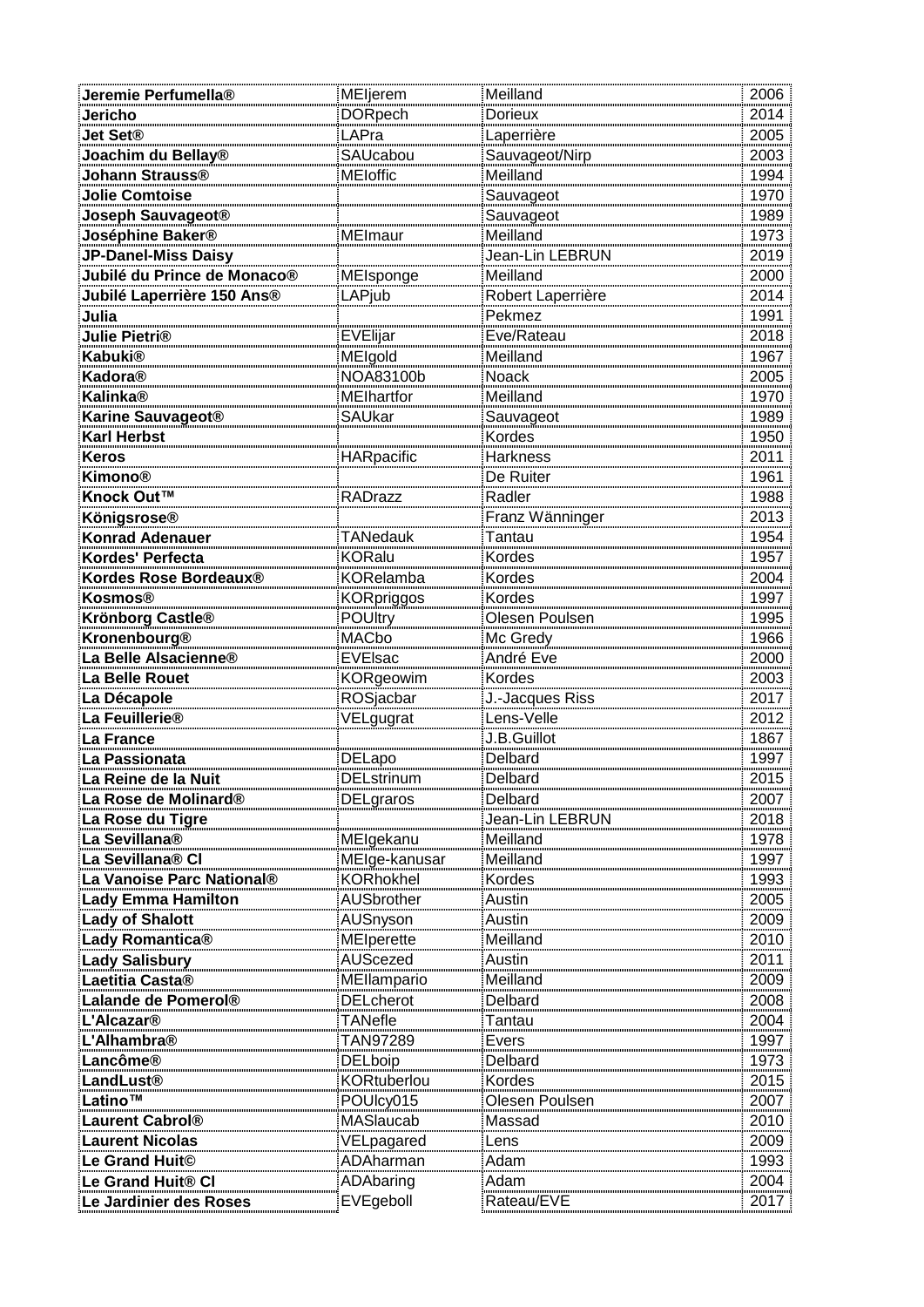| Jeremie Perfumella® | MEljerem | Meilland | 2006 |
|---|---|---|---|
| Jericho | DORpech | Dorieux | 2014 |
| Jet Set® | LAPra | Laperrière | 2005 |
| Joachim du Bellay® | SAUcabou | Sauvageot/Nirp | 2003 |
| Johann Strauss® | MEIoffic | Meilland | 1994 |
| Jolie Comtoise | | Sauvageot | 1970 |
| Joseph Sauvageot® | | Sauvageot | 1989 |
| Joséphine Baker® | MEImaur | Meilland | 1973 |
| JP-Danel-Miss Daisy | | Jean-Lin LEBRUN | 2019 |
| Jubilé du Prince de Monaco® | MEIsponge | Meilland | 2000 |
| Jubilé Laperrière 150 Ans® | LAPjub | Robert Laperrière | 2014 |
| Julia | | Pekmez | 1991 |
| Julie Pietri® | EVElijar | Eve/Rateau | 2018 |
| Kabuki® | MEIgold | Meilland | 1967 |
| Kadora® | NOA83100b | Noack | 2005 |
| Kalinka® | MEIhartfor | Meilland | 1970 |
| Karine Sauvageot® | SAUkar | Sauvageot | 1989 |
| Karl Herbst | | Kordes | 1950 |
| Keros | HARpacific | Harkness | 2011 |
| Kimono® | | De Ruiter | 1961 |
| Knock Out™ | RADrazz | Radler | 1988 |
| Königsrose® | | Franz Wänninger | 2013 |
| Konrad Adenauer | TANedauk | Tantau | 1954 |
| Kordes' Perfecta | KORalu | Kordes | 1957 |
| Kordes Rose Bordeaux® | KORelamba | Kordes | 2004 |
| Kosmos® | KORpriggos | Kordes | 1997 |
| Krönborg Castle® | POUltry | Olesen Poulsen | 1995 |
| Kronenbourg® | MACbo | Mc Gredy | 1966 |
| La Belle Alsacienne® | EVElsac | André Eve | 2000 |
| La Belle Rouet | KORgeowim | Kordes | 2003 |
| La Décapole | ROSjacbar | J.-Jacques Riss | 2017 |
| La Feuillerie® | VELgugrat | Lens-Velle | 2012 |
| La France | | J.B.Guillot | 1867 |
| La Passionata | DELapo | Delbard | 1997 |
| La Reine de la Nuit | DELstrinum | Delbard | 2015 |
| La Rose de Molinard® | DELgraros | Delbard | 2007 |
| La Rose du Tigre | | Jean-Lin LEBRUN | 2018 |
| La Sevillana® | MEIgekanu | Meilland | 1978 |
| La Sevillana® Cl | MEIge-kanusar | Meilland | 1997 |
| La Vanoise Parc National® | KORhokhel | Kordes | 1993 |
| Lady Emma Hamilton | AUSbrother | Austin | 2005 |
| Lady of Shalott | AUSnyson | Austin | 2009 |
| Lady Romantica® | MEIperette | Meilland | 2010 |
| Lady Salisbury | AUScezed | Austin | 2011 |
| Laetitia Casta® | MEIlampario | Meilland | 2009 |
| Lalande de Pomerol® | DELcherot | Delbard | 2008 |
| L'Alcazar® | TANefle | Tantau | 2004 |
| L'Alhambra® | TAN97289 | Evers | 1997 |
| Lancôme® | DELboip | Delbard | 1973 |
| LandLust® | KORtuberlou | Kordes | 2015 |
| Latino™ | POUlcy015 | Olesen Poulsen | 2007 |
| Laurent Cabrol® | MASlaucab | Massad | 2010 |
| Laurent Nicolas | VELpagared | Lens | 2009 |
| Le Grand Huit© | ADAharman | Adam | 1993 |
| Le Grand Huit® Cl | ADAbaring | Adam | 2004 |
| Le Jardinier des Roses | EVEgeboll | Rateau/EVE | 2017 |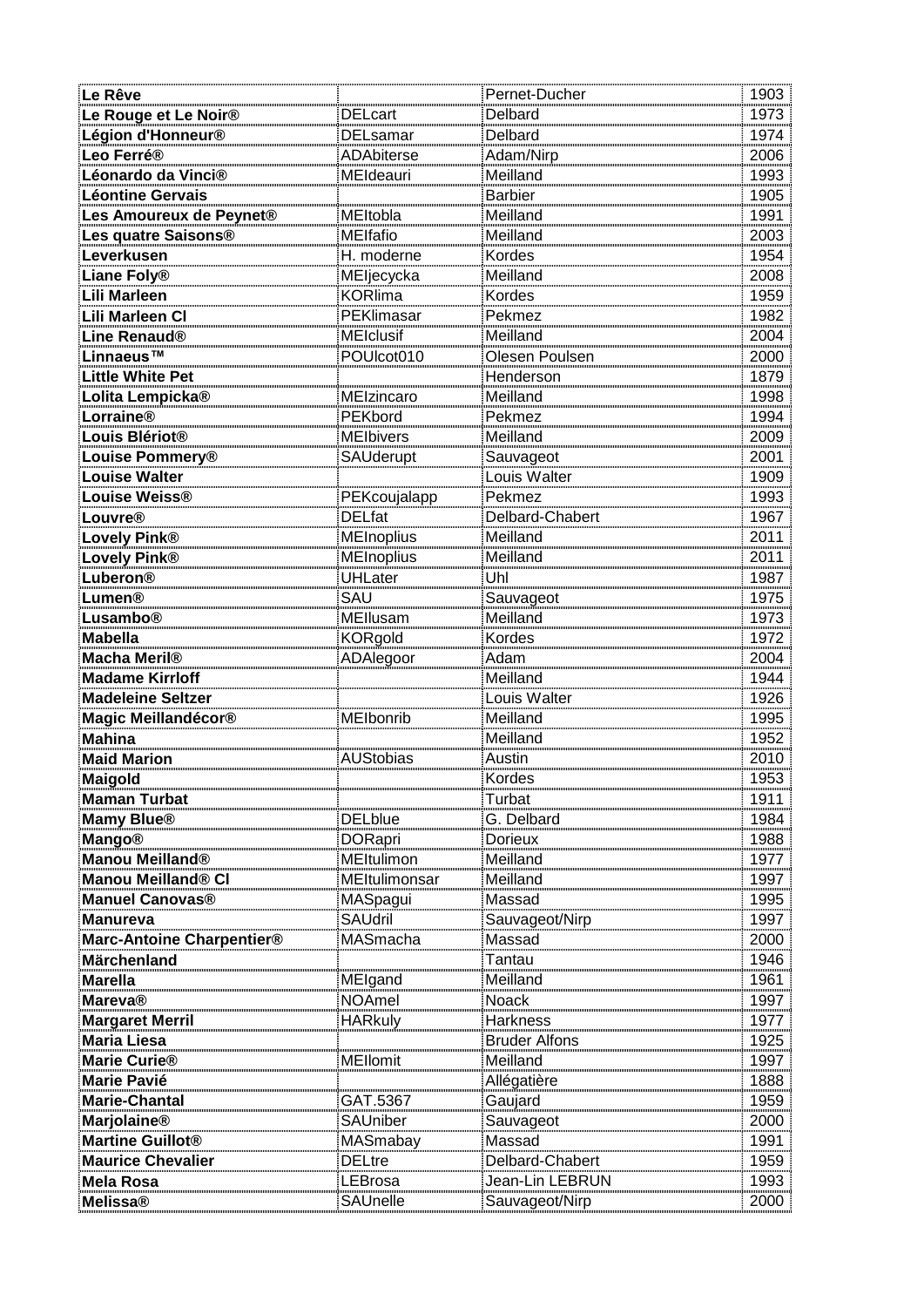| | | | |
|---|---|---|---|
| **Le Rêve** | | Pernet-Ducher | 1903 |
| **Le Rouge et Le Noir®** | DELcart | Delbard | 1973 |
| **Légion d'Honneur®** | DELsamar | Delbard | 1974 |
| **Leo Ferré®** | ADAbiterse | Adam/Nirp | 2006 |
| **Léonardo da Vinci®** | MEIdeauri | Meilland | 1993 |
| **Léontine Gervais** | | Barbier | 1905 |
| **Les Amoureux de Peynet®** | MEItobla | Meilland | 1991 |
| **Les quatre Saisons®** | MEIfafio | Meilland | 2003 |
| **Leverkusen** | H. moderne | Kordes | 1954 |
| **Liane Foly®** | MEIjecycka | Meilland | 2008 |
| **Lili Marleen** | KORlima | Kordes | 1959 |
| **Lili Marleen Cl** | PEKlimasar | Pekmez | 1982 |
| **Line Renaud®** | MEIclusif | Meilland | 2004 |
| **Linnaeus™** | POUlcot010 | Olesen Poulsen | 2000 |
| **Little White Pet** | | Henderson | 1879 |
| **Lolita Lempicka®** | MEIzincaro | Meilland | 1998 |
| **Lorraine®** | PEKbord | Pekmez | 1994 |
| **Louis Blériot®** | MEIbivers | Meilland | 2009 |
| **Louise Pommery®** | SAUderupt | Sauvageot | 2001 |
| **Louise Walter** | | Louis Walter | 1909 |
| **Louise Weiss®** | PEKcoujalapp | Pekmez | 1993 |
| **Louvre®** | DELfat | Delbard-Chabert | 1967 |
| **Lovely Pink®** | MEInoplius | Meilland | 2011 |
| **Lovely Pink®** | MEInoplius | Meilland | 2011 |
| **Luberon®** | UHLater | Uhl | 1987 |
| **Lumen®** | SAU | Sauvageot | 1975 |
| **Lusambo®** | MEIlusam | Meilland | 1973 |
| **Mabella** | KORgold | Kordes | 1972 |
| **Macha Meril®** | ADAlegoor | Adam | 2004 |
| **Madame Kirrloff** | | Meilland | 1944 |
| **Madeleine Seltzer** | | Louis Walter | 1926 |
| **Magic Meillandécor®** | MEIbonrib | Meilland | 1995 |
| **Mahina** | | Meilland | 1952 |
| **Maid Marion** | AUStobias | Austin | 2010 |
| **Maigold** | | Kordes | 1953 |
| **Maman Turbat** | | Turbat | 1911 |
| **Mamy Blue®** | DELblue | G. Delbard | 1984 |
| **Mango®** | DORapri | Dorieux | 1988 |
| **Manou Meilland®** | MEItulimon | Meilland | 1977 |
| **Manou Meilland® Cl** | MEItulimonsar | Meilland | 1997 |
| **Manuel Canovas®** | MASpagui | Massad | 1995 |
| **Manureva** | SAUdril | Sauvageot/Nirp | 1997 |
| **Marc-Antoine Charpentier®** | MASmacha | Massad | 2000 |
| **Märchenland** | | Tantau | 1946 |
| **Marella** | MEIgand | Meilland | 1961 |
| **Mareva®** | NOAmel | Noack | 1997 |
| **Margaret Merril** | HARkuly | Harkness | 1977 |
| **Maria Liesa** | | Bruder Alfons | 1925 |
| **Marie Curie®** | MEIlomit | Meilland | 1997 |
| **Marie Pavié** | | Allégatière | 1888 |
| **Marie-Chantal** | GAT.5367 | Gaujard | 1959 |
| **Marjolaine®** | SAUniber | Sauvageot | 2000 |
| **Martine Guillot®** | MASmabay | Massad | 1991 |
| **Maurice Chevalier** | DELtre | Delbard-Chabert | 1959 |
| **Mela Rosa** | LEBrosa | Jean-Lin LEBRUN | 1993 |
| **Melissa®** | SAUnelle | Sauvageot/Nirp | 2000 |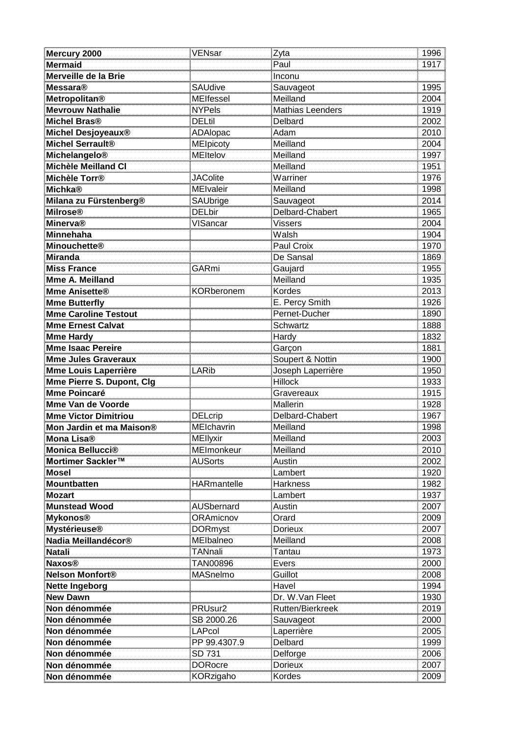| | | | |
|---|---|---|---|
| **Mercury 2000** | VENsar | Zyta | 1996 |
| **Mermaid** | | Paul | 1917 |
| **Merveille de la Brie** | | Inconu | |
| **Messara®** | SAUdive | Sauvageot | 1995 |
| **Metropolitan®** | MEIfessel | Meilland | 2004 |
| **Mevrouw Nathalie** | NYPels | Mathias Leenders | 1919 |
| **Michel Bras®** | DELtil | Delbard | 2002 |
| **Michel Desjoyeaux®** | ADAlopac | Adam | 2010 |
| **Michel Serrault®** | MEIpicoty | Meilland | 2004 |
| **Michelangelo®** | MEItelov | Meilland | 1997 |
| **Michèle Meilland Cl** | | Meilland | 1951 |
| **Michèle Torr®** | JACoIite | Warriner | 1976 |
| **Michka®** | MEIvaleir | Meilland | 1998 |
| **Milana zu Fürstenberg®** | SAUbrige | Sauvageot | 2014 |
| **Milrose®** | DELbir | Delbard-Chabert | 1965 |
| **Minerva®** | VISancar | Vissers | 2004 |
| **Minnehaha** | | Walsh | 1904 |
| **Minouchette®** | | Paul Croix | 1970 |
| **Miranda** | | De Sansal | 1869 |
| **Miss France** | GARmi | Gaujard | 1955 |
| **Mme A. Meilland** | | Meilland | 1935 |
| **Mme Anisette®** | KORberonem | Kordes | 2013 |
| **Mme Butterfly** | | E. Percy Smith | 1926 |
| **Mme Caroline Testout** | | Pernet-Ducher | 1890 |
| **Mme Ernest Calvat** | | Schwartz | 1888 |
| **Mme Hardy** | | Hardy | 1832 |
| **Mme Isaac Pereire** | | Garçon | 1881 |
| **Mme Jules Graveraux** | | Soupert & Nottin | 1900 |
| **Mme Louis Laperrière** | LARib | Joseph Laperrière | 1950 |
| **Mme Pierre S. Dupont, Clg** | | Hillock | 1933 |
| **Mme Poincaré** | | Gravereaux | 1915 |
| **Mme Van de Voorde** | | Mallerin | 1928 |
| **Mme Victor Dimitriou** | DELcrip | Delbard-Chabert | 1967 |
| **Mon Jardin et ma Maison®** | MEIchavrin | Meilland | 1998 |
| **Mona Lisa®** | MEIlyxir | Meilland | 2003 |
| **Monica Bellucci®** | MEImonkeur | Meilland | 2010 |
| **Mortimer Sackler™** | AUSorts | Austin | 2002 |
| **Mosel** | | Lambert | 1920 |
| **Mountbatten** | HARmantelle | Harkness | 1982 |
| **Mozart** | | Lambert | 1937 |
| **Munstead Wood** | AUSbernard | Austin | 2007 |
| **Mykonos®** | ORAmicnov | Orard | 2009 |
| **Mystérieuse®** | DORmyst | Dorieux | 2007 |
| **Nadia Meillandécor®** | MEIbalneo | Meilland | 2008 |
| **Natali** | TANnali | Tantau | 1973 |
| **Naxos®** | TAN00896 | Evers | 2000 |
| **Nelson Monfort®** | MASnelmo | Guillot | 2008 |
| **Nette Ingeborg** | | Havel | 1994 |
| **New Dawn** | | Dr. W.Van Fleet | 1930 |
| **Non dénommée** | PRUsur2 | Rutten/Bierkreek | 2019 |
| **Non dénommée** | SB 2000.26 | Sauvageot | 2000 |
| **Non dénommée** | LAPcol | Laperrière | 2005 |
| **Non dénommée** | PP 99.4307.9 | Delbard | 1999 |
| **Non dénommée** | SD 731 | Delforge | 2006 |
| **Non dénommée** | DORocre | Dorieux | 2007 |
| **Non dénommée** | KORzigaho | Kordes | 2009 |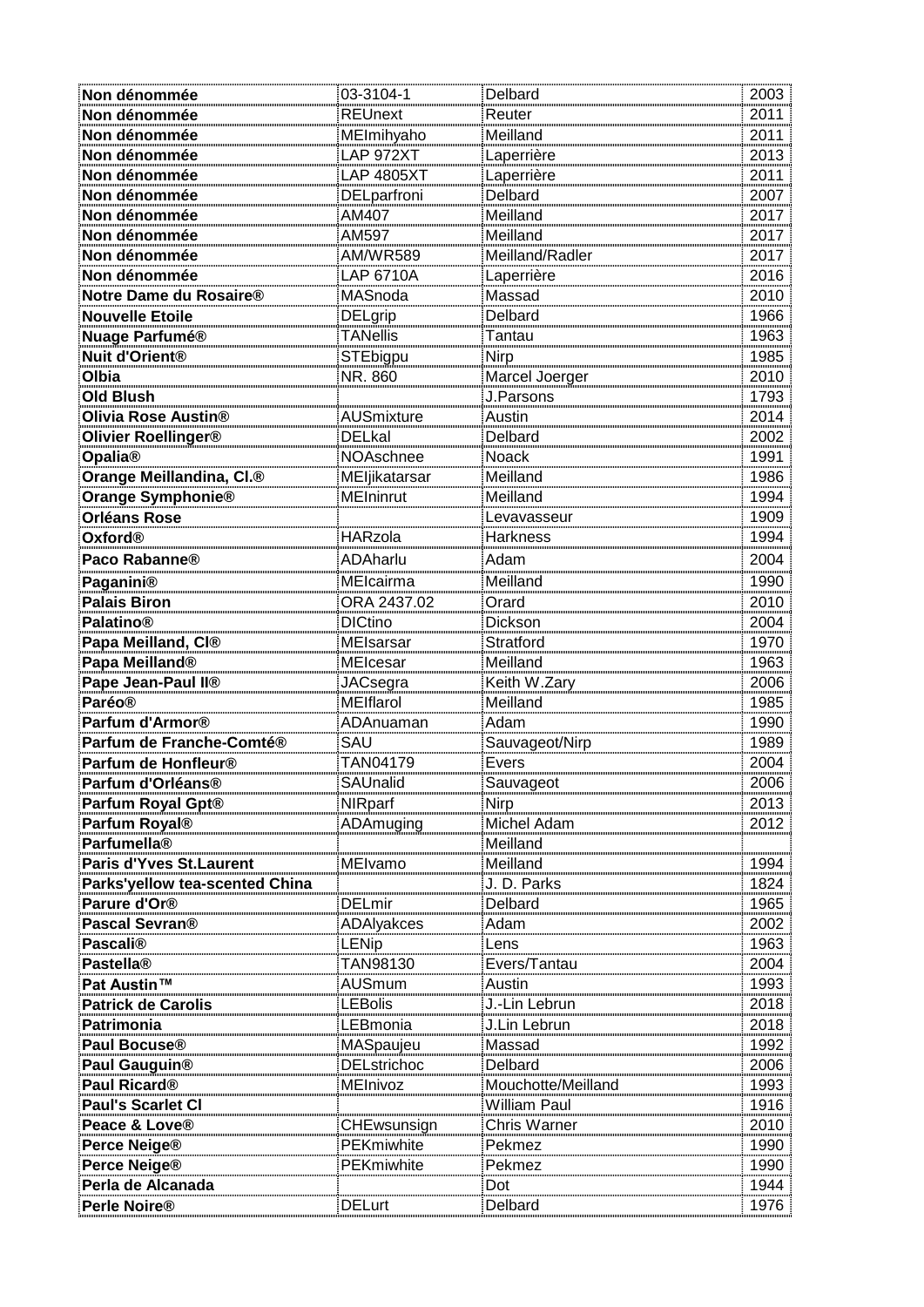| | | | |
|---|---|---|---|
| **Non dénommée** | 03-3104-1 | Delbard | 2003 |
| **Non dénommée** | REUnext | Reuter | 2011 |
| **Non dénommée** | MEImihyaho | Meilland | 2011 |
| **Non dénommée** | LAP 972XT | Laperrière | 2013 |
| **Non dénommée** | LAP 4805XT | Laperrière | 2011 |
| **Non dénommée** | DELparfroni | Delbard | 2007 |
| **Non dénommée** | AM407 | Meilland | 2017 |
| **Non dénommée** | AM597 | Meilland | 2017 |
| **Non dénommée** | AM/WR589 | Meilland/Radler | 2017 |
| **Non dénommée** | LAP 6710A | Laperrière | 2016 |
| **Notre Dame du Rosaire®** | MASnoda | Massad | 2010 |
| **Nouvelle Etoile** | DELgrip | Delbard | 1966 |
| **Nuage Parfumé®** | TANellis | Tantau | 1963 |
| **Nuit d'Orient®** | STEbigpu | Nirp | 1985 |
| **Olbia** | NR. 860 | Marcel Joerger | 2010 |
| **Old Blush** | | J.Parsons | 1793 |
| **Olivia Rose Austin®** | AUSmixture | Austin | 2014 |
| **Olivier Roellinger®** | DELkal | Delbard | 2002 |
| **Opalia®** | NOAschnee | Noack | 1991 |
| **Orange Meillandina, Cl.®** | MEIjikatarsar | Meilland | 1986 |
| **Orange Symphonie®** | MEIninrut | Meilland | 1994 |
| **Orléans Rose** | | Levavasseur | 1909 |
| **Oxford®** | HARzola | Harkness | 1994 |
| **Paco Rabanne®** | ADAharlu | Adam | 2004 |
| **Paganini®** | MEIcairma | Meilland | 1990 |
| **Palais Biron** | ORA 2437.02 | Orard | 2010 |
| **Palatino®** | DICtino | Dickson | 2004 |
| **Papa Meilland, Cl®** | MEIsarsar | Stratford | 1970 |
| **Papa Meilland®** | MEIcesar | Meilland | 1963 |
| **Pape Jean-Paul II®** | JACsegra | Keith W.Zary | 2006 |
| **Paréo®** | MEIflarol | Meilland | 1985 |
| **Parfum d'Armor®** | ADAnuaman | Adam | 1990 |
| **Parfum de Franche-Comté®** | SAU | Sauvageot/Nirp | 1989 |
| **Parfum de Honfleur®** | TAN04179 | Evers | 2004 |
| **Parfum d'Orléans®** | SAUnalid | Sauvageot | 2006 |
| **Parfum Royal Gpt®** | NIRparf | Nirp | 2013 |
| **Parfum Royal®** | ADAmuging | Michel Adam | 2012 |
| **Parfumella®** | | Meilland | |
| **Paris d'Yves St.Laurent** | MEIvamo | Meilland | 1994 |
| **Parks'yellow tea-scented China** | | J. D. Parks | 1824 |
| **Parure d'Or®** | DELmir | Delbard | 1965 |
| **Pascal Sevran®** | ADAlyakces | Adam | 2002 |
| **Pascali®** | LENip | Lens | 1963 |
| **Pastella®** | TAN98130 | Evers/Tantau | 2004 |
| **Pat Austin™** | AUSmum | Austin | 1993 |
| **Patrick de Carolis** | LEBolis | J.-Lin Lebrun | 2018 |
| **Patrimonia** | LEBmonia | J.Lin Lebrun | 2018 |
| **Paul Bocuse®** | MASpaujeu | Massad | 1992 |
| **Paul Gauguin®** | DELstrichoc | Delbard | 2006 |
| **Paul Ricard®** | MEInivoz | Mouchotte/Meilland | 1993 |
| **Paul's Scarlet Cl** | | William Paul | 1916 |
| **Peace & Love®** | CHEwsunsign | Chris Warner | 2010 |
| **Perce Neige®** | PEKmiwhite | Pekmez | 1990 |
| **Perce Neige®** | PEKmiwhite | Pekmez | 1990 |
| **Perla de Alcanada** | | Dot | 1944 |
| **Perle Noire®** | DELurt | Delbard | 1976 |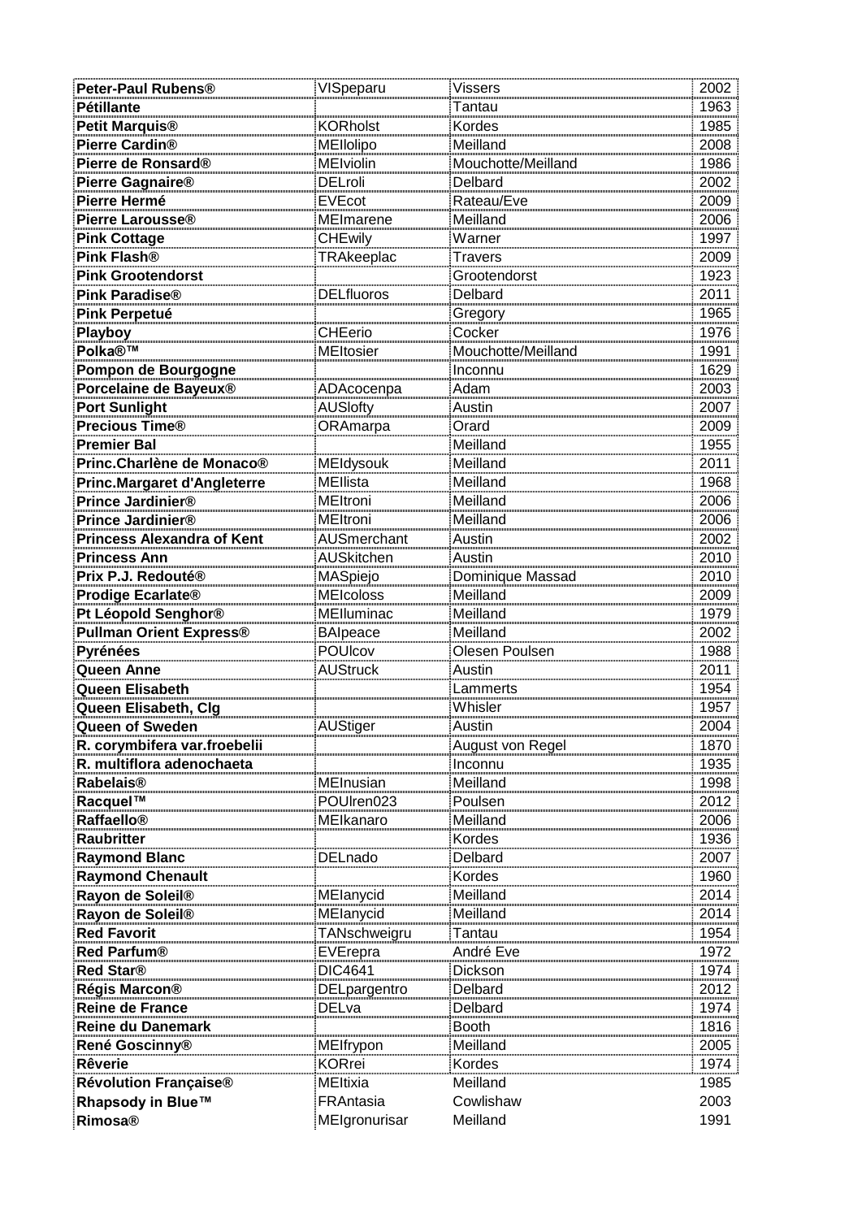| **Peter-Paul Rubens®** | VISpeparu | Vissers | 2002 |
|---|---|---|---|
| **Pétillante** | | Tantau | 1963 |
| **Petit Marquis®** | KORholst | Kordes | 1985 |
| **Pierre Cardin®** | MEIlolipo | Meilland | 2008 |
| **Pierre de Ronsard®** | MEIviolin | Mouchotte/Meilland | 1986 |
| **Pierre Gagnaire®** | DELroli | Delbard | 2002 |
| **Pierre Hermé** | EVEcot | Rateau/Eve | 2009 |
| **Pierre Larousse®** | MEImarene | Meilland | 2006 |
| **Pink Cottage** | CHEwily | Warner | 1997 |
| **Pink Flash®** | TRAkeeplac | Travers | 2009 |
| **Pink Grootendorst** | | Grootendorst | 1923 |
| **Pink Paradise®** | DELfluoros | Delbard | 2011 |
| **Pink Perpetué** | | Gregory | 1965 |
| **Playboy** | CHEerio | Cocker | 1976 |
| **Polka®™** | MEItosier | Mouchotte/Meilland | 1991 |
| **Pompon de Bourgogne** | | Inconnu | 1629 |
| **Porcelaine de Bayeux®** | ADAcocenpa | Adam | 2003 |
| **Port Sunlight** | AUSlofty | Austin | 2007 |
| **Precious Time®** | ORAmarpa | Orard | 2009 |
| **Premier Bal** | | Meilland | 1955 |
| **Princ.Charlène de Monaco®** | MEIdysouk | Meilland | 2011 |
| **Princ.Margaret d'Angleterre** | MEIlista | Meilland | 1968 |
| **Prince Jardinier®** | MEItroni | Meilland | 2006 |
| **Prince Jardinier®** | MEItroni | Meilland | 2006 |
| **Princess Alexandra of Kent** | AUSmerchant | Austin | 2002 |
| **Princess Ann** | AUSkitchen | Austin | 2010 |
| **Prix P.J. Redouté®** | MASpiejo | Dominique Massad | 2010 |
| **Prodige Ecarlate®** | MEIcoloss | Meilland | 2009 |
| **Pt Léopold Senghor®** | MEIluminac | Meilland | 1979 |
| **Pullman Orient Express®** | BAIpeace | Meilland | 2002 |
| **Pyrénées** | POUlcov | Olesen Poulsen | 1988 |
| **Queen Anne** | AUStruck | Austin | 2011 |
| **Queen Elisabeth** | | Lammerts | 1954 |
| **Queen Elisabeth, Clg** | | Whisler | 1957 |
| **Queen of Sweden** | AUStiger | Austin | 2004 |
| **R. corymbifera var.froebelii** | | August von Regel | 1870 |
| **R. multiflora adenochaeta** | | Inconnu | 1935 |
| **Rabelais®** | MEInusian | Meilland | 1998 |
| **Racquel™** | POUlren023 | Poulsen | 2012 |
| **Raffaello®** | MEIkanaro | Meilland | 2006 |
| **Raubritter** | | Kordes | 1936 |
| **Raymond Blanc** | DELnado | Delbard | 2007 |
| **Raymond Chenault** | | Kordes | 1960 |
| **Rayon de Soleil®** | MEIanycid | Meilland | 2014 |
| **Rayon de Soleil®** | MEIanycid | Meilland | 2014 |
| **Red Favorit** | TANschweigru | Tantau | 1954 |
| **Red Parfum®** | EVErepra | André Eve | 1972 |
| **Red Star®** | DIC4641 | Dickson | 1974 |
| **Régis Marcon®** | DELpargentro | Delbard | 2012 |
| **Reine de France** | DELva | Delbard | 1974 |
| **Reine du Danemark** | | Booth | 1816 |
| **René Goscinny®** | MEIfrypon | Meilland | 2005 |
| **Rêverie** | KORrei | Kordes | 1974 |
| **Révolution Française®** | MEItixia | Meilland | 1985 |
| **Rhapsody in Blue™** | FRAntasia | Cowlishaw | 2003 |
| **Rimosa®** | MEIgronurisar | Meilland | 1991 |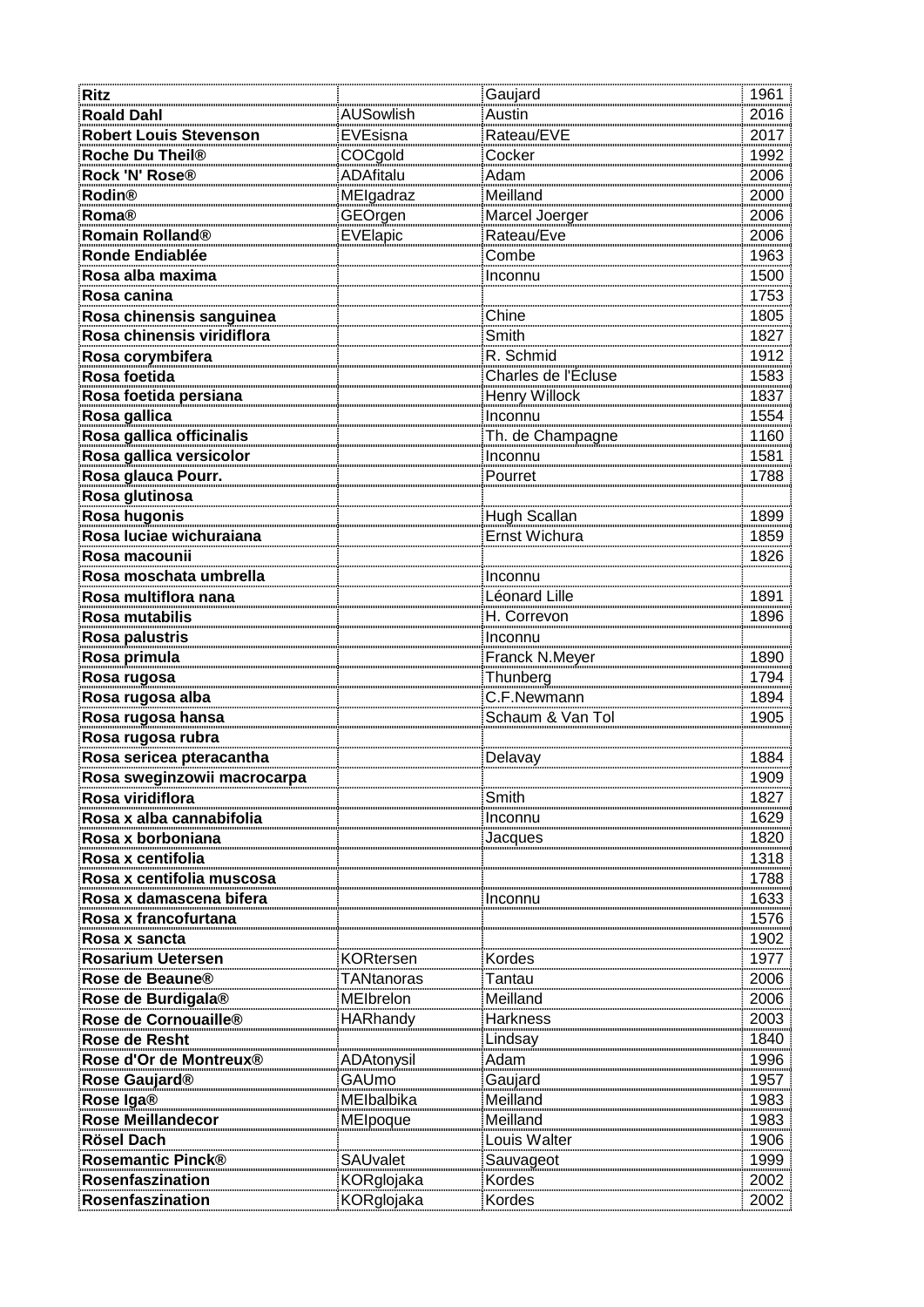| **Ritz** | | Gaujard | 1961 |
|---|---|---|---|
| **Roald Dahl** | AUSowlish | Austin | 2016 |
| **Robert Louis Stevenson** | EVEsisna | Rateau/EVE | 2017 |
| **Roche Du Theil®** | COCgold | Cocker | 1992 |
| **Rock 'N' Rose®** | ADAfitalu | Adam | 2006 |
| **Rodin®** | MEIgadraz | Meilland | 2000 |
| **Roma®** | GEOrgen | Marcel Joerger | 2006 |
| **Romain Rolland®** | EVElapic | Rateau/Eve | 2006 |
| **Ronde Endiablée** | | Combe | 1963 |
| **Rosa alba maxima** | | Inconnu | 1500 |
| **Rosa canina** | | | 1753 |
| **Rosa chinensis sanguinea** | | Chine | 1805 |
| **Rosa chinensis viridiflora** | | Smith | 1827 |
| **Rosa corymbifera** | | R. Schmid | 1912 |
| **Rosa foetida** | | Charles de l'Écluse | 1583 |
| **Rosa foetida persiana** | | Henry Willock | 1837 |
| **Rosa gallica** | | Inconnu | 1554 |
| **Rosa gallica officinalis** | | Th. de Champagne | 1160 |
| **Rosa gallica versicolor** | | Inconnu | 1581 |
| **Rosa glauca Pourr.** | | Pourret | 1788 |
| **Rosa glutinosa** | | | |
| **Rosa hugonis** | | Hugh Scallan | 1899 |
| **Rosa luciae wichuraiana** | | Ernst Wichura | 1859 |
| **Rosa macounii** | | | 1826 |
| **Rosa moschata umbrella** | | Inconnu | |
| **Rosa multiflora nana** | | Léonard Lille | 1891 |
| **Rosa mutabilis** | | H. Correvon | 1896 |
| **Rosa palustris** | | Inconnu | |
| **Rosa primula** | | Franck N.Meyer | 1890 |
| **Rosa rugosa** | | Thunberg | 1794 |
| **Rosa rugosa alba** | | C.F.Newmann | 1894 |
| **Rosa rugosa hansa** | | Schaum & Van Tol | 1905 |
| **Rosa rugosa rubra** | | | |
| **Rosa sericea pteracantha** | | Delavay | 1884 |
| **Rosa sweginzowii macrocarpa** | | | 1909 |
| **Rosa viridiflora** | | Smith | 1827 |
| **Rosa x alba cannabifolia** | | Inconnu | 1629 |
| **Rosa x borboniana** | | Jacques | 1820 |
| **Rosa x centifolia** | | | 1318 |
| **Rosa x centifolia muscosa** | | | 1788 |
| **Rosa x damascena bifera** | | Inconnu | 1633 |
| **Rosa x francofurtana** | | | 1576 |
| **Rosa x sancta** | | | 1902 |
| **Rosarium Uetersen** | KORtersen | Kordes | 1977 |
| **Rose de Beaune®** | TANtanoras | Tantau | 2006 |
| **Rose de Burdigala®** | MEIbrelon | Meilland | 2006 |
| **Rose de Cornouaille®** | HARhandy | Harkness | 2003 |
| **Rose de Resht** | | Lindsay | 1840 |
| **Rose d'Or de Montreux®** | ADAtonysil | Adam | 1996 |
| **Rose Gaujard®** | GAUmo | Gaujard | 1957 |
| **Rose Iga®** | MEIbalbika | Meilland | 1983 |
| **Rose Meillandecor** | MEIpoque | Meilland | 1983 |
| **Rösel Dach** | | Louis Walter | 1906 |
| **Rosemantic Pinck®** | SAUvalet | Sauvageot | 1999 |
| **Rosenfaszination** | KORglojaka | Kordes | 2002 |
| **Rosenfaszination** | KORglojaka | Kordes | 2002 |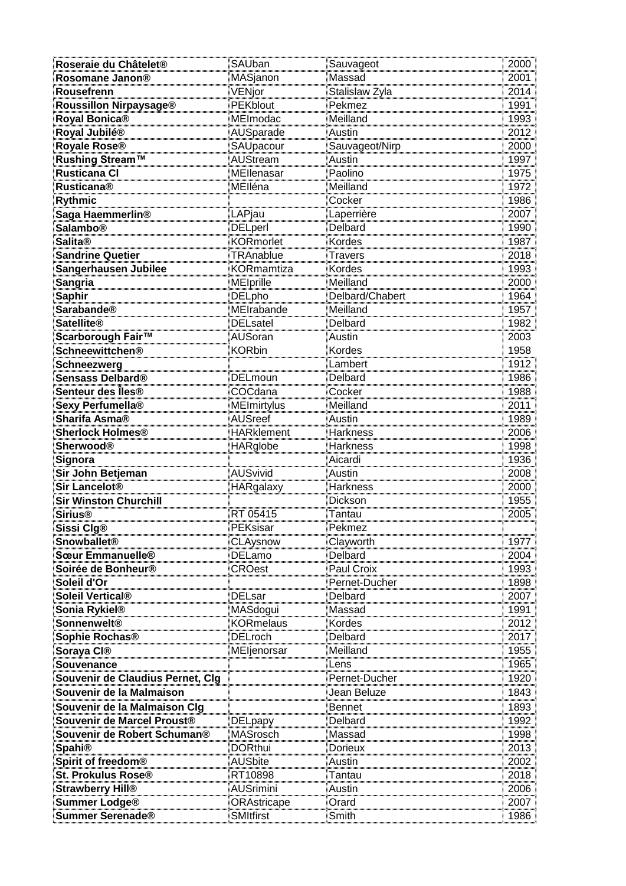| | | | |
|---|---|---|---|
| **Roseraie du Châtelet®** | SAUban | Sauvageot | 2000 |
| **Rosomane Janon®** | MASjanon | Massad | 2001 |
| **Rousefrenn** | VENjor | Stalislaw Zyla | 2014 |
| **Roussillon Nirpaysage®** | PEKblout | Pekmez | 1991 |
| **Royal Bonica®** | MEImodac | Meilland | 1993 |
| **Royal Jubilé®** | AUSparade | Austin | 2012 |
| **Royale Rose®** | SAUpacour | Sauvageot/Nirp | 2000 |
| **Rushing Stream™** | AUStream | Austin | 1997 |
| **Rusticana Cl** | MEIlenasar | Paolino | 1975 |
| **Rusticana®** | MEIléna | Meilland | 1972 |
| **Rythmic** | | Cocker | 1986 |
| **Saga Haemmerlin®** | LAPjau | Laperrière | 2007 |
| **Salambo®** | DELperl | Delbard | 1990 |
| **Salita®** | KORmorlet | Kordes | 1987 |
| **Sandrine Quetier** | TRAnablue | Travers | 2018 |
| **Sangerhausen Jubilee** | KORmamtiza | Kordes | 1993 |
| **Sangria** | MEIprille | Meilland | 2000 |
| **Saphir** | DELpho | Delbard/Chabert | 1964 |
| **Sarabande®** | MEIrabande | Meilland | 1957 |
| **Satellite®** | DELsatel | Delbard | 1982 |
| **Scarborough Fair™** | AUSoran | Austin | 2003 |
| **Schneewittchen®** | KORbin | Kordes | 1958 |
| **Schneezwerg** | | Lambert | 1912 |
| **Sensass Delbard®** | DELmoun | Delbard | 1986 |
| **Senteur des Îles®** | COCdana | Cocker | 1988 |
| **Sexy Perfumella®** | MEImirtylus | Meilland | 2011 |
| **Sharifa Asma®** | AUSreef | Austin | 1989 |
| **Sherlock Holmes®** | HARklement | Harkness | 2006 |
| **Sherwood®** | HARglobe | Harkness | 1998 |
| **Signora** | | Aicardi | 1936 |
| **Sir John Betjeman** | AUSvivid | Austin | 2008 |
| **Sir Lancelot®** | HARgalaxy | Harkness | 2000 |
| **Sir Winston Churchill** | | Dickson | 1955 |
| **Sirius®** | RT 05415 | Tantau | 2005 |
| **Sissi Clg®** | PEKsisar | Pekmez | |
| **Snowballet®** | CLAysnow | Clayworth | 1977 |
| **Sœur Emmanuelle®** | DELamo | Delbard | 2004 |
| **Soirée de Bonheur®** | CROest | Paul Croix | 1993 |
| **Soleil d'Or** | | Pernet-Ducher | 1898 |
| **Soleil Vertical®** | DELsar | Delbard | 2007 |
| **Sonia Rykiel®** | MASdogui | Massad | 1991 |
| **Sonnenwelt®** | KORmelaus | Kordes | 2012 |
| **Sophie Rochas®** | DELroch | Delbard | 2017 |
| **Soraya Cl®** | MEIjenorsar | Meilland | 1955 |
| **Souvenance** | | Lens | 1965 |
| **Souvenir de Claudius Pernet, Clg** | | Pernet-Ducher | 1920 |
| **Souvenir de la Malmaison** | | Jean Beluze | 1843 |
| **Souvenir de la Malmaison Clg** | | Bennet | 1893 |
| **Souvenir de Marcel Proust®** | DELpapy | Delbard | 1992 |
| **Souvenir de Robert Schuman®** | MASrosch | Massad | 1998 |
| **Spahi®** | DORthui | Dorieux | 2013 |
| **Spirit of freedom®** | AUSbite | Austin | 2002 |
| **St. Prokulus Rose®** | RT10898 | Tantau | 2018 |
| **Strawberry Hill®** | AUSrimini | Austin | 2006 |
| **Summer Lodge®** | ORAstricape | Orard | 2007 |
| **Summer Serenade®** | SMItfirst | Smith | 1986 |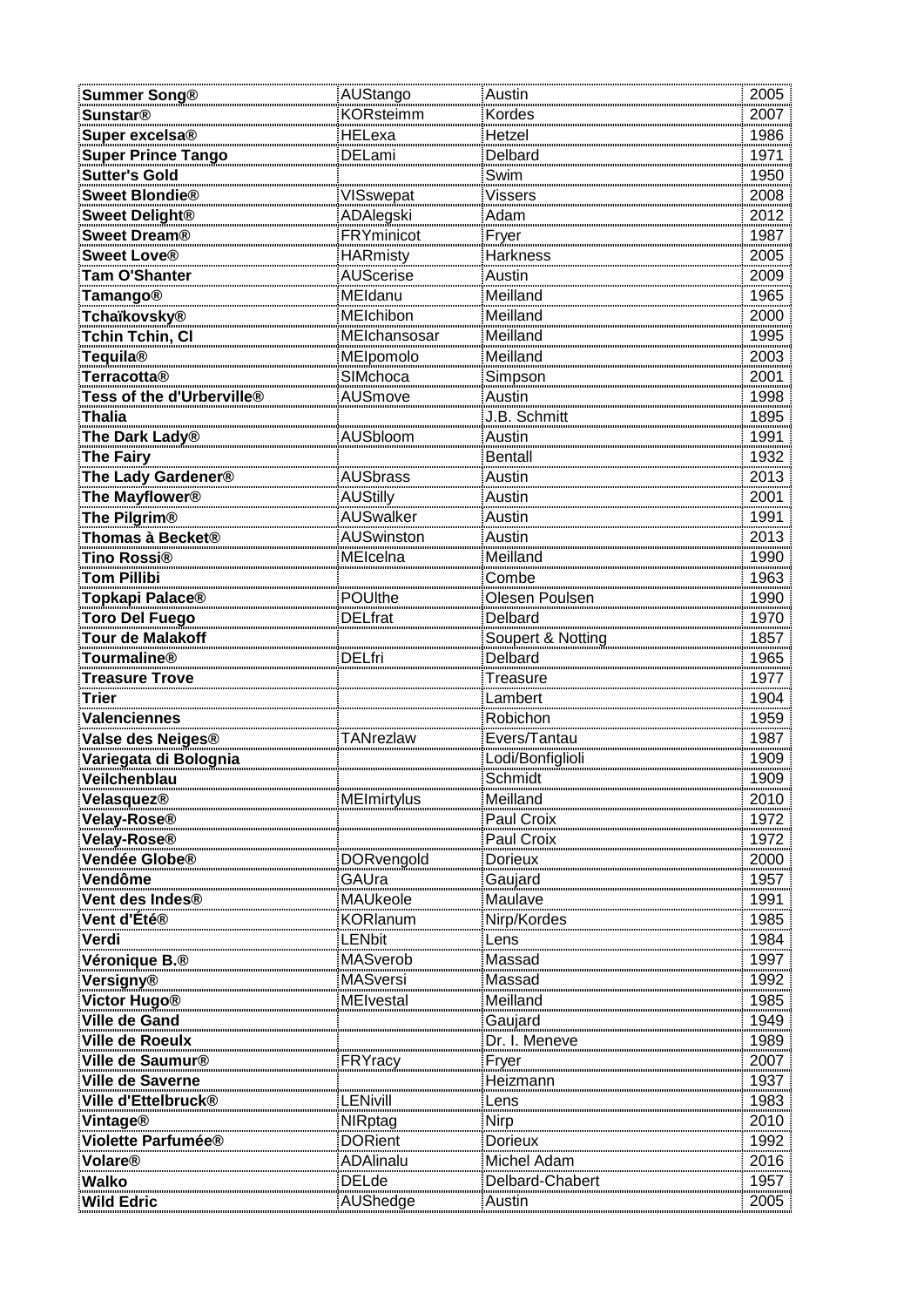| **Summer Song®** | AUStango | Austin | 2005 |
|---|---|---|---|
| **Sunstar®** | KORsteimm | Kordes | 2007 |
| **Super excelsa®** | HELexa | Hetzel | 1986 |
| **Super Prince Tango** | DELami | Delbard | 1971 |
| **Sutter's Gold** | | Swim | 1950 |
| **Sweet Blondie®** | VISswepat | Vissers | 2008 |
| **Sweet Delight®** | ADAlegski | Adam | 2012 |
| **Sweet Dream®** | FRYminicot | Fryer | 1987 |
| **Sweet Love®** | HARmisty | Harkness | 2005 |
| **Tam O'Shanter** | AUScerise | Austin | 2009 |
| **Tamango®** | MEIdanu | Meilland | 1965 |
| **Tchaïkovsky®** | MEIchibon | Meilland | 2000 |
| **Tchin Tchin, Cl** | MEIchansosar | Meilland | 1995 |
| **Tequila®** | MEIpomolo | Meilland | 2003 |
| **Terracotta®** | SIMchoca | Simpson | 2001 |
| **Tess of the d'Urberville®** | AUSmove | Austin | 1998 |
| **Thalia** | | J.B. Schmitt | 1895 |
| **The Dark Lady®** | AUSbloom | Austin | 1991 |
| **The Fairy** | | Bentall | 1932 |
| **The Lady Gardener®** | AUSbrass | Austin | 2013 |
| **The Mayflower®** | AUStilly | Austin | 2001 |
| **The Pilgrim®** | AUSwalker | Austin | 1991 |
| **Thomas à Becket®** | AUSwinston | Austin | 2013 |
| **Tino Rossi®** | MEIcelna | Meilland | 1990 |
| **Tom Pillibi** | | Combe | 1963 |
| **Topkapi Palace®** | POUlthe | Olesen Poulsen | 1990 |
| **Toro Del Fuego** | DELfrat | Delbard | 1970 |
| **Tour de Malakoff** | | Soupert & Notting | 1857 |
| **Tourmaline®** | DELfri | Delbard | 1965 |
| **Treasure Trove** | | Treasure | 1977 |
| **Trier** | | Lambert | 1904 |
| **Valenciennes** | | Robichon | 1959 |
| **Valse des Neiges®** | TANrezlaw | Evers/Tantau | 1987 |
| **Variegata di Bolognia** | | Lodi/Bonfiglioli | 1909 |
| **Veilchenblau** | | Schmidt | 1909 |
| **Velasquez®** | MEImirtylus | Meilland | 2010 |
| **Velay-Rose®** | | Paul Croix | 1972 |
| **Velay-Rose®** | | Paul Croix | 1972 |
| **Vendée Globe®** | DORvengold | Dorieux | 2000 |
| **Vendôme** | GAUra | Gaujard | 1957 |
| **Vent des Indes®** | MAUkeole | Maulave | 1991 |
| **Vent d'Été®** | KORlanum | Nirp/Kordes | 1985 |
| **Verdi** | LENbit | Lens | 1984 |
| **Véronique B.®** | MASverob | Massad | 1997 |
| **Versigny®** | MASversi | Massad | 1992 |
| **Victor Hugo®** | MEIvestal | Meilland | 1985 |
| **Ville de Gand** | | Gaujard | 1949 |
| **Ville de Roeulx** | | Dr. I. Meneve | 1989 |
| **Ville de Saumur®** | FRYracy | Fryer | 2007 |
| **Ville de Saverne** | | Heizmann | 1937 |
| **Ville d'Ettelbruck®** | LENivill | Lens | 1983 |
| **Vintage®** | NIRptag | Nirp | 2010 |
| **Violette Parfumée®** | DORient | Dorieux | 1992 |
| **Volare®** | ADAlinalu | Michel Adam | 2016 |
| **Walko** | DELde | Delbard-Chabert | 1957 |
| **Wild Edric** | AUShedge | Austin | 2005 |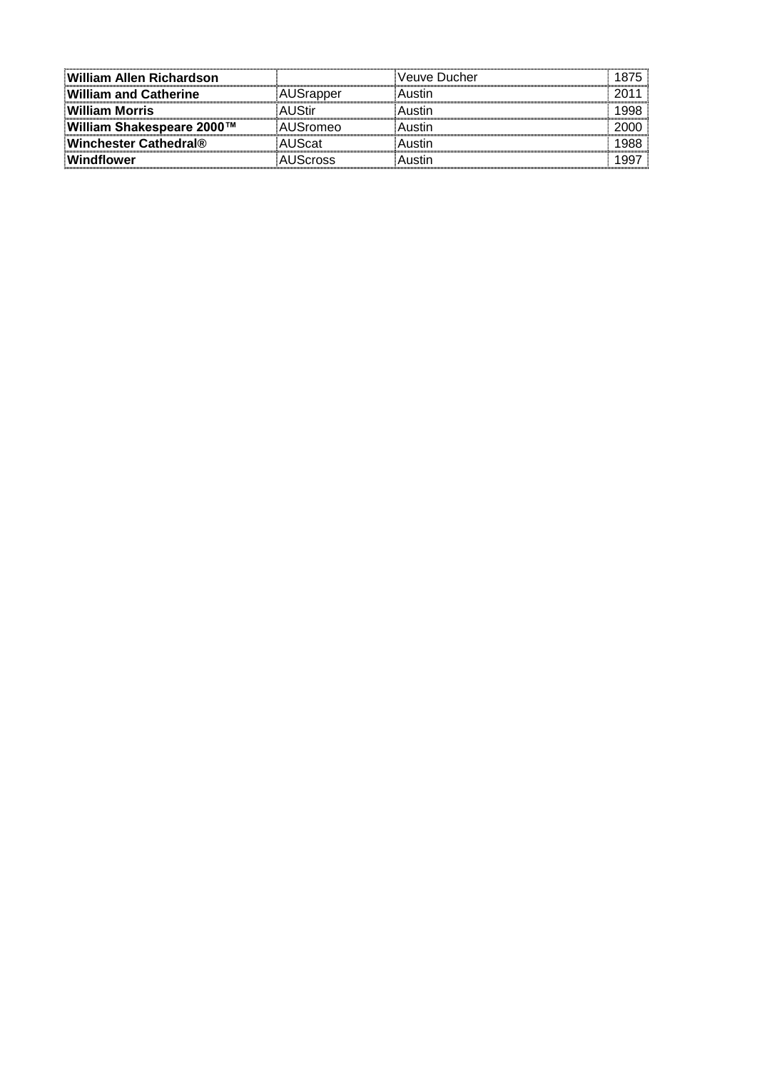| | | | |
|---|---|---|---|
| **William Allen Richardson** | | Veuve Ducher | 1875 |
| **William and Catherine** | AUSrapper | Austin | 2011 |
| **William Morris** | AUStir | Austin | 1998 |
| **William Shakespeare 2000™** | AUSromeo | Austin | 2000 |
| **Winchester Cathedral®** | AUScat | Austin | 1988 |
| **Windflower** | AUScross | Austin | 1997 |